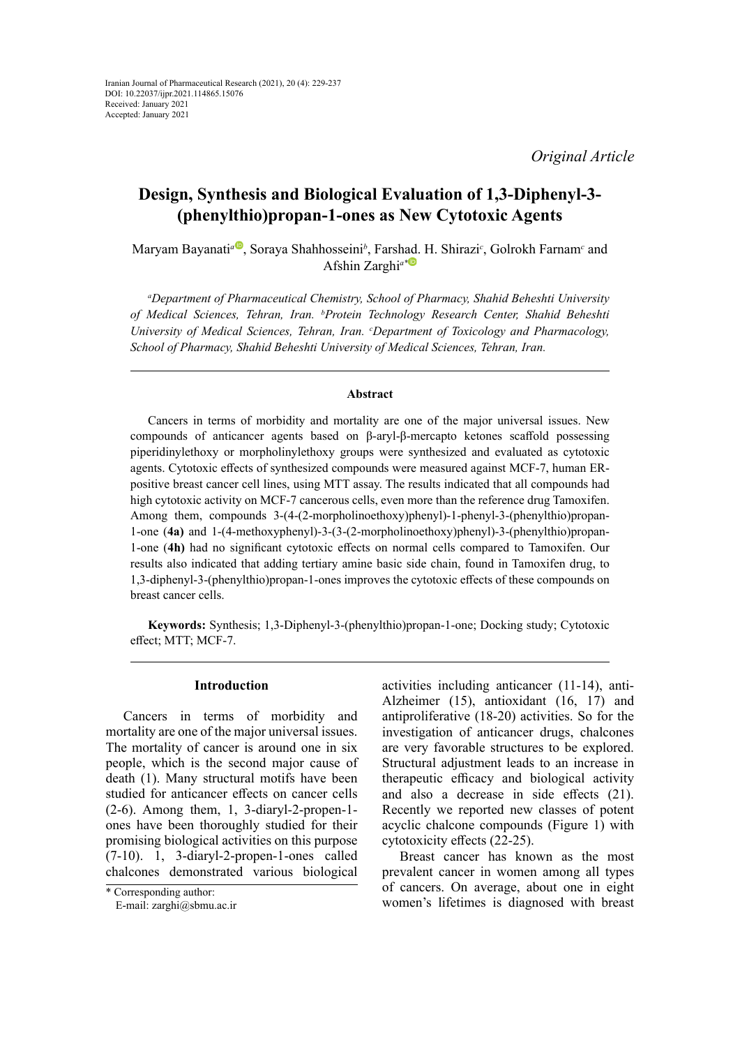Iranian Journal of Pharmaceutical Research (2021), 20 (4): 229-237
DOI: 10.22037/ijpr.2021.114865.15076
Received: January 2021
Accepted: January 2021

*Original Article*

# Design, Synthesis and Biological Evaluation of 1,3-Diphenyl-3-(phenylthio)propan-1-ones as New Cytotoxic Agents

Maryam Bayanati[a], Soraya Shahhosseini[b], Farshad. H. Shirazi[c], Golrokh Farnam[c] and Afshin Zarghi[a*]

*[a]Department of Pharmaceutical Chemistry, School of Pharmacy, Shahid Beheshti University of Medical Sciences, Tehran, Iran. [b]Protein Technology Research Center, Shahid Beheshti University of Medical Sciences, Tehran, Iran. [c]Department of Toxicology and Pharmacology, School of Pharmacy, Shahid Beheshti University of Medical Sciences, Tehran, Iran.*

## Abstract

Cancers in terms of morbidity and mortality are one of the major universal issues. New compounds of anticancer agents based on β-aryl-β-mercapto ketones scaffold possessing piperidinylethoxy or morpholinylethoxy groups were synthesized and evaluated as cytotoxic agents. Cytotoxic effects of synthesized compounds were measured against MCF-7, human ER-positive breast cancer cell lines, using MTT assay. The results indicated that all compounds had high cytotoxic activity on MCF-7 cancerous cells, even more than the reference drug Tamoxifen. Among them, compounds 3-(4-(2-morpholinoethoxy)phenyl)-1-phenyl-3-(phenylthio)propan-1-one (**4a)** and 1-(4-methoxyphenyl)-3-(3-(2-morpholinoethoxy)phenyl)-3-(phenylthio)propan-1-one (**4h)** had no significant cytotoxic effects on normal cells compared to Tamoxifen. Our results also indicated that adding tertiary amine basic side chain, found in Tamoxifen drug, to 1,3-diphenyl-3-(phenylthio)propan-1-ones improves the cytotoxic effects of these compounds on breast cancer cells.

**Keywords:** Synthesis; 1,3-Diphenyl-3-(phenylthio)propan-1-one; Docking study; Cytotoxic effect; MTT; MCF-7.

## Introduction

Cancers in terms of morbidity and mortality are one of the major universal issues. The mortality of cancer is around one in six people, which is the second major cause of death (1). Many structural motifs have been studied for anticancer effects on cancer cells (2-6). Among them, 1, 3-diaryl-2-propen-1-ones have been thoroughly studied for their promising biological activities on this purpose (7-10). 1, 3-diaryl-2-propen-1-ones called chalcones demonstrated various biological activities including anticancer (11-14), anti-Alzheimer (15), antioxidant (16, 17) and antiproliferative (18-20) activities. So for the investigation of anticancer drugs, chalcones are very favorable structures to be explored. Structural adjustment leads to an increase in therapeutic efficacy and biological activity and also a decrease in side effects (21). Recently we reported new classes of potent acyclic chalcone compounds (Figure 1) with cytotoxicity effects (22-25).

Breast cancer has known as the most prevalent cancer in women among all types of cancers. On average, about one in eight women's lifetimes is diagnosed with breast

\* Corresponding author:
E-mail: zarghi@sbmu.ac.ir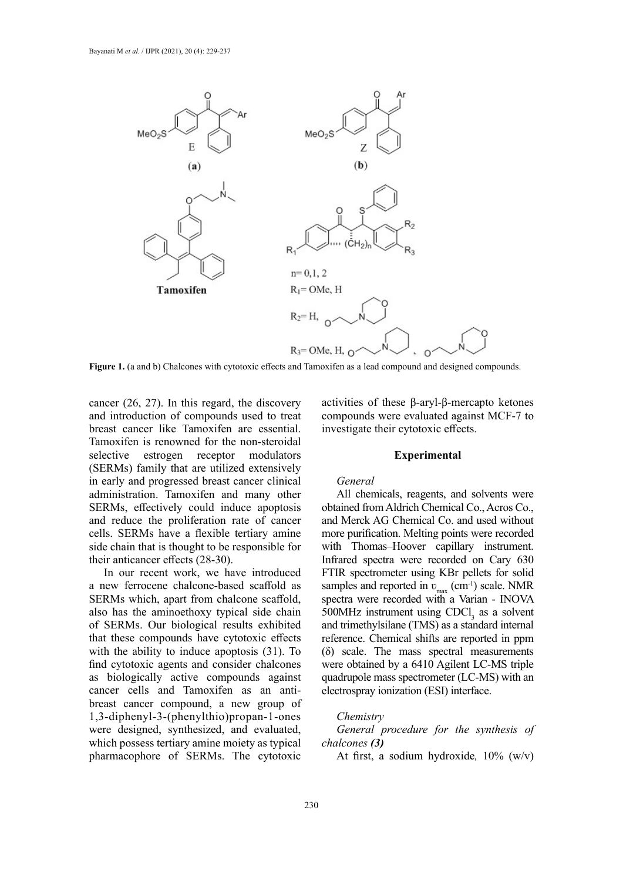**Figure 1.** (a and b) Chalcones with cytotoxic effects and Tamoxifen as a lead compound and designed compounds.

cancer (26, 27). In this regard, the discovery and introduction of compounds used to treat breast cancer like Tamoxifen are essential. Tamoxifen is renowned for the non-steroidal selective estrogen receptor modulators (SERMs) family that are utilized extensively in early and progressed breast cancer clinical administration. Tamoxifen and many other SERMs, effectively could induce apoptosis and reduce the proliferation rate of cancer cells. SERMs have a flexible tertiary amine side chain that is thought to be responsible for their anticancer effects (28-30).

In our recent work, we have introduced a new ferrocene chalcone-based scaffold as SERMs which, apart from chalcone scaffold, also has the aminoethoxy typical side chain of SERMs. Our biological results exhibited that these compounds have cytotoxic effects with the ability to induce apoptosis (31). To find cytotoxic agents and consider chalcones as biologically active compounds against cancer cells and Tamoxifen as an anti-breast cancer compound, a new group of 1,3-diphenyl-3-(phenylthio)propan-1-ones were designed, synthesized, and evaluated, which possess tertiary amine moiety as typical pharmacophore of SERMs. The cytotoxic activities of these β-aryl-β-mercapto ketones compounds were evaluated against MCF-7 to investigate their cytotoxic effects.

## Experimental

### *General*

All chemicals, reagents, and solvents were obtained from Aldrich Chemical Co., Acros Co., and Merck AG Chemical Co. and used without more purification. Melting points were recorded with Thomas–Hoover capillary instrument. Infrared spectra were recorded on Cary 630 FTIR spectrometer using KBr pellets for solid samples and reported in $\upsilon_{max}$ ($cm^{-1}$) scale. NMR spectra were recorded with a Varian - INOVA 500MHz instrument using $CDCl_3$ as a solvent and trimethylsilane (TMS) as a standard internal reference. Chemical shifts are reported in ppm (δ) scale. The mass spectral measurements were obtained by a 6410 Agilent LC-MS triple quadrupole mass spectrometer (LC-MS) with an electrospray ionization (ESI) interface.

### *Chemistry*

*General procedure for the synthesis of chalcones **(3)***

At first, a sodium hydroxide, 10% (w/v)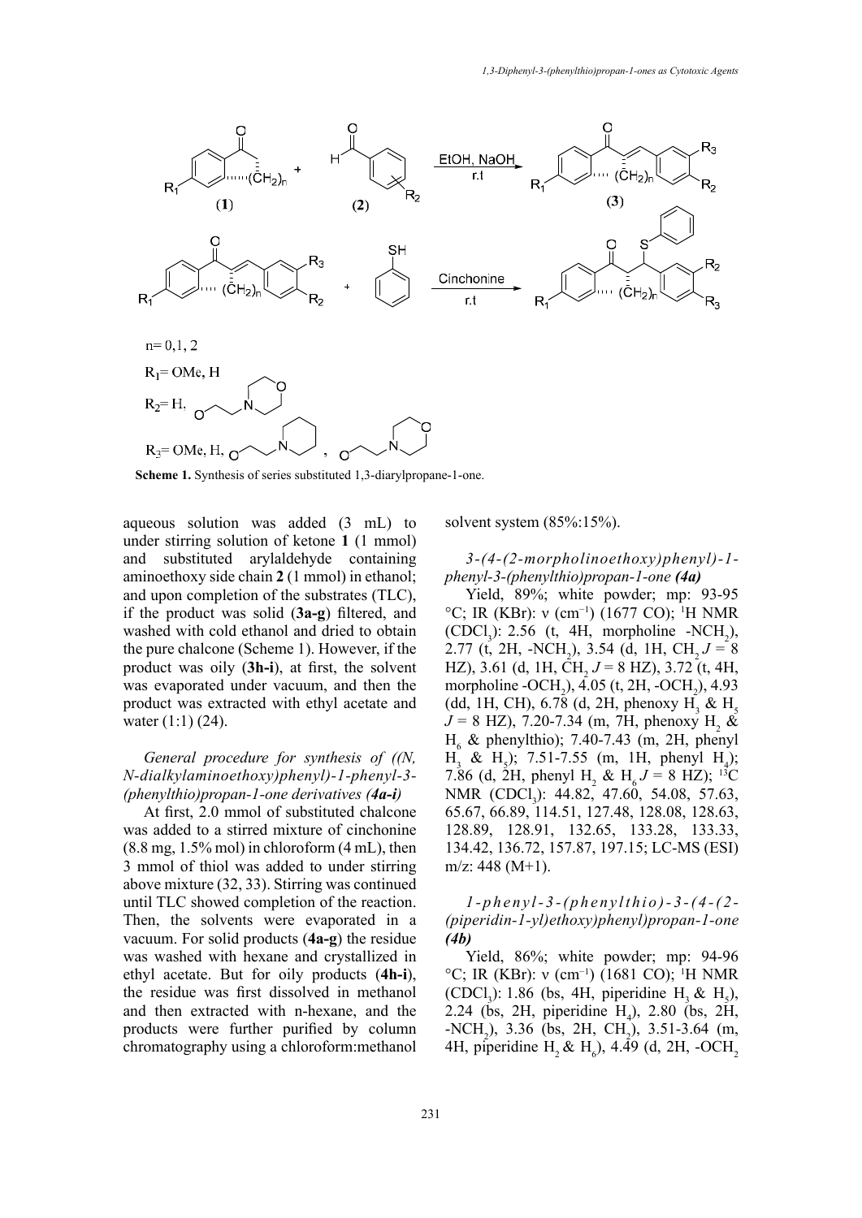Scheme 1. Synthesis of series substituted 1,3-diarylpropane-1-one.

aqueous solution was added (3 mL) to under stirring solution of ketone **1** (1 mmol) and substituted arylaldehyde containing aminoethoxy side chain **2** (1 mmol) in ethanol; and upon completion of the substrates (TLC), if the product was solid (**3a-g**) filtered, and washed with cold ethanol and dried to obtain the pure chalcone (Scheme 1). However, if the product was oily (**3h-i**), at first, the solvent was evaporated under vacuum, and then the product was extracted with ethyl acetate and water (1:1) (24).

*General procedure for synthesis of ((N, N-dialkylaminoethoxy)phenyl)-1-phenyl-3-(phenylthio)propan-1-one derivatives **(4a-i)***

At first, 2.0 mmol of substituted chalcone was added to a stirred mixture of cinchonine (8.8 mg, 1.5% mol) in chloroform (4 mL), then 3 mmol of thiol was added to under stirring above mixture (32, 33). Stirring was continued until TLC showed completion of the reaction. Then, the solvents were evaporated in a vacuum. For solid products (**4a-g**) the residue was washed with hexane and crystallized in ethyl acetate. But for oily products (**4h-i**), the residue was first dissolved in methanol and then extracted with n-hexane, and the products were further purified by column chromatography using a chloroform:methanol solvent system (85%:15%).

*3-(4-(2-morpholinoethoxy)phenyl)-1-phenyl-3-(phenylthio)propan-1-one **(4a)***

Yield, 89%; white powder; mp: 93-95 °C; IR (KBr): ν ($cm^{-1}$) (1677 CO); $^1H$ NMR ($CDCl_3$): 2.56 (t, 4H, morpholine -$NCH_2$), 2.77 (t, 2H, -$NCH_2$), 3.54 (d, 1H, $CH_2$ $J$ = 8 HZ), 3.61 (d, 1H, $CH_2$ $J$ = 8 HZ), 3.72 (t, 4H, morpholine -$OCH_2$), 4.05 (t, 2H, -$OCH_2$), 4.93 (dd, 1H, CH), 6.78 (d, 2H, phenoxy $H_3$ & $H_5$ $J$ = 8 HZ), 7.20-7.34 (m, 7H, phenoxy $H_2$ & $H_6$ & phenylthio); 7.40-7.43 (m, 2H, phenyl $H_3$ & $H_5$); 7.51-7.55 (m, 1H, phenyl $H_4$); 7.86 (d, 2H, phenyl $H_2$ & $H_6$ $J$ = 8 HZ); $^{13}C$ NMR ($CDCl_3$): 44.82, 47.60, 54.08, 57.63, 65.67, 66.89, 114.51, 127.48, 128.08, 128.63, 128.89, 128.91, 132.65, 133.28, 133.33, 134.42, 136.72, 157.87, 197.15; LC-MS (ESI) m/z: 448 (M+1).

*1-phenyl-3-(phenylthio)-3-(4-(2-(piperidin-1-yl)ethoxy)phenyl)propan-1-one **(4b)***

Yield, 86%; white powder; mp: 94-96 °C; IR (KBr): ν ($cm^{-1}$) (1681 CO); $^1H$ NMR ($CDCl_3$): 1.86 (bs, 4H, piperidine $H_3$ & $H_5$), 2.24 (bs, 2H, piperidine $H_4$), 2.80 (bs, 2H, -$NCH_2$), 3.36 (bs, 2H, $CH_2$), 3.51-3.64 (m, 4H, piperidine $H_2$ & $H_6$), 4.49 (d, 2H, -$OCH_2$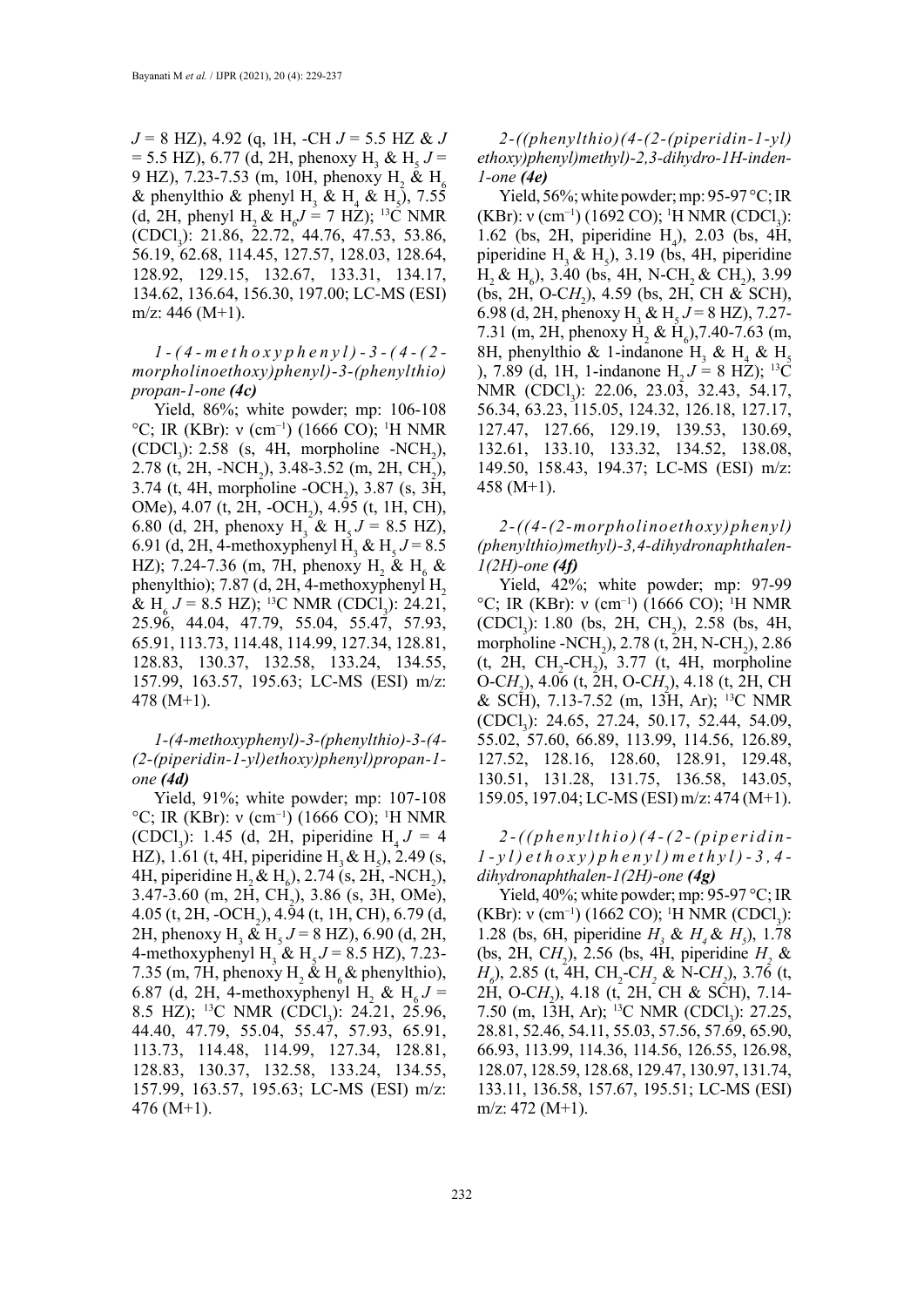$J$ = 8 HZ), 4.92 (q, 1H, -CH $J$ = 5.5 HZ & $J$ = 5.5 HZ), 6.77 (d, 2H, phenoxy $H_3$ & $H_5$ $J$ = 9 HZ), 7.23-7.53 (m, 10H, phenoxy $H_2$ & $H_6$ & phenylthio & phenyl $H_3$ & $H_4$ & $H_5$), 7.55 (d, 2H, phenyl $H_2$ & $H_6$ $J$ = 7 HZ); $^{13}C$ NMR ($CDCl_3$): 21.86, 22.72, 44.76, 47.53, 53.86, 56.19, 62.68, 114.45, 127.57, 128.03, 128.64, 128.92, 129.15, 132.67, 133.31, 134.17, 134.62, 136.64, 156.30, 197.00; LC-MS (ESI) m/z: 446 (M+1).

*1-(4-methoxyphenyl)-3-(4-(2-morpholinoethoxy)phenyl)-3-(phenylthio)propan-1-one **(4c)***

Yield, 86%; white powder; mp: 106-108 °C; IR (KBr): ν ($cm^{-1}$) (1666 CO); $^1H$ NMR ($CDCl_3$): 2.58 (s, 4H, morpholine -$NCH_2$), 2.78 (t, 2H, -$NCH_2$), 3.48-3.52 (m, 2H, $CH_2$), 3.74 (t, 4H, morpholine -$OCH_2$), 3.87 (s, 3H, OMe), 4.07 (t, 2H, -$OCH_2$), 4.95 (t, 1H, CH), 6.80 (d, 2H, phenoxy $H_3$ & $H_5$ $J$ = 8.5 HZ), 6.91 (d, 2H, 4-methoxyphenyl $H_3$ & $H_5$ $J$ = 8.5 HZ); 7.24-7.36 (m, 7H, phenoxy $H_2$ & $H_6$ & phenylthio); 7.87 (d, 2H, 4-methoxyphenyl $H_2$ & $H_6$ $J$ = 8.5 HZ); $^{13}C$ NMR ($CDCl_3$): 24.21, 25.96, 44.04, 47.79, 55.04, 55.47, 57.93, 65.91, 113.73, 114.48, 114.99, 127.34, 128.81, 128.83, 130.37, 132.58, 133.24, 134.55, 157.99, 163.57, 195.63; LC-MS (ESI) m/z: 478 (M+1).

*1-(4-methoxyphenyl)-3-(phenylthio)-3-(4-(2-(piperidin-1-yl)ethoxy)phenyl)propan-1-one **(4d)***

Yield, 91%; white powder; mp: 107-108 °C; IR (KBr): ν ($cm^{-1}$) (1666 CO); $^1H$ NMR ($CDCl_3$): 1.45 (d, 2H, piperidine $H_4$ $J$ = 4 HZ), 1.61 (t, 4H, piperidine $H_3$ & $H_5$), 2.49 (s, 4H, piperidine $H_2$ & $H_6$), 2.74 (s, 2H, -$NCH_2$), 3.47-3.60 (m, 2H, $CH_2$), 3.86 (s, 3H, OMe), 4.05 (t, 2H, -$OCH_2$), 4.94 (t, 1H, CH), 6.79 (d, 2H, phenoxy $H_3$ & $H_5$ $J$ = 8 HZ), 6.90 (d, 2H, 4-methoxyphenyl $H_3$ & $H_5$ $J$ = 8.5 HZ), 7.23-7.35 (m, 7H, phenoxy $H_2$ & $H_6$ & phenylthio), 6.87 (d, 2H, 4-methoxyphenyl $H_2$ & $H_6$ $J$ = 8.5 HZ); $^{13}C$ NMR ($CDCl_3$): 24.21, 25.96, 44.40, 47.79, 55.04, 55.47, 57.93, 65.91, 113.73, 114.48, 114.99, 127.34, 128.81, 128.83, 130.37, 132.58, 133.24, 134.55, 157.99, 163.57, 195.63; LC-MS (ESI) m/z: 476 (M+1).

*2-((phenylthio)(4-(2-(piperidin-1-yl)ethoxy)phenyl)methyl)-2,3-dihydro-1H-inden-1-one **(4e)***

Yield, 56%; white powder; mp: 95-97 °C; IR (KBr): ν ($cm^{-1}$) (1692 CO); $^1H$ NMR ($CDCl_3$): 1.62 (bs, 2H, piperidine $H_4$), 2.03 (bs, 4H, piperidine $H_3$ & $H_5$), 3.19 (bs, 4H, piperidine $H_2$ & $H_6$), 3.40 (bs, 4H, N-$CH_2$ & $CH_2$), 3.99 (bs, 2H, O-C$H_2$), 4.59 (bs, 2H, CH & SCH), 6.98 (d, 2H, phenoxy $H_3$ & $H_5$ $J$ = 8 HZ), 7.27-7.31 (m, 2H, phenoxy $H_2$ & $H_6$), 7.40-7.63 (m, 8H, phenylthio & 1-indanone $H_3$ & $H_4$ & $H_5$), 7.89 (d, 1H, 1-indanone $H_2$ $J$ = 8 HZ); $^{13}C$ NMR ($CDCl_3$): 22.06, 23.03, 32.43, 54.17, 56.34, 63.23, 115.05, 124.32, 126.18, 127.17, 127.47, 127.66, 129.19, 139.53, 130.69, 132.61, 133.10, 133.32, 134.52, 138.08, 149.50, 158.43, 194.37; LC-MS (ESI) m/z: 458 (M+1).

*2-((4-(2-morpholinoethoxy)phenyl)(phenylthio)methyl)-3,4-dihydronaphthalen-1(2H)-one **(4f)***

Yield, 42%; white powder; mp: 97-99 °C; IR (KBr): ν ($cm^{-1}$) (1666 CO); $^1H$ NMR ($CDCl_3$): 1.80 (bs, 2H, $CH_2$), 2.58 (bs, 4H, morpholine -$NCH_2$), 2.78 (t, 2H, N-$CH_2$), 2.86 (t, 2H, $CH_2$-$CH_2$), 3.77 (t, 4H, morpholine O-C$H_2$), 4.06 (t, 2H, O-C$H_2$), 4.18 (t, 2H, CH & SCH), 7.13-7.52 (m, 13H, Ar); $^{13}C$ NMR ($CDCl_3$): 24.65, 27.24, 50.17, 52.44, 54.09, 55.02, 57.60, 66.89, 113.99, 114.56, 126.89, 127.52, 128.16, 128.60, 128.91, 129.48, 130.51, 131.28, 131.75, 136.58, 143.05, 159.05, 197.04; LC-MS (ESI) m/z: 474 (M+1).

*2-((phenylthio)(4-(2-(piperidin-1-yl)ethoxy)phenyl)methyl)-3,4-dihydronaphthalen-1(2H)-one **(4g)***

Yield, 40%; white powder; mp: 95-97 °C; IR (KBr): ν ($cm^{-1}$) (1662 CO); $^1H$ NMR ($CDCl_3$): 1.28 (bs, 6H, piperidine $H_3$ & $H_4$ & $H_5$), 1.78 (bs, 2H, C$H_2$), 2.56 (bs, 4H, piperidine $H_2$ & $H_6$), 2.85 (t, 4H, $CH_2$-C$H_2$ & N-C$H_2$), 3.76 (t, 2H, O-C$H_2$), 4.18 (t, 2H, CH & SCH), 7.14-7.50 (m, 13H, Ar); $^{13}C$ NMR ($CDCl_3$): 27.25, 28.81, 52.46, 54.11, 55.03, 57.56, 57.69, 65.90, 66.93, 113.99, 114.36, 114.56, 126.55, 126.98, 128.07, 128.59, 128.68, 129.47, 130.97, 131.74, 133.11, 136.58, 157.67, 195.51; LC-MS (ESI) m/z: 472 (M+1).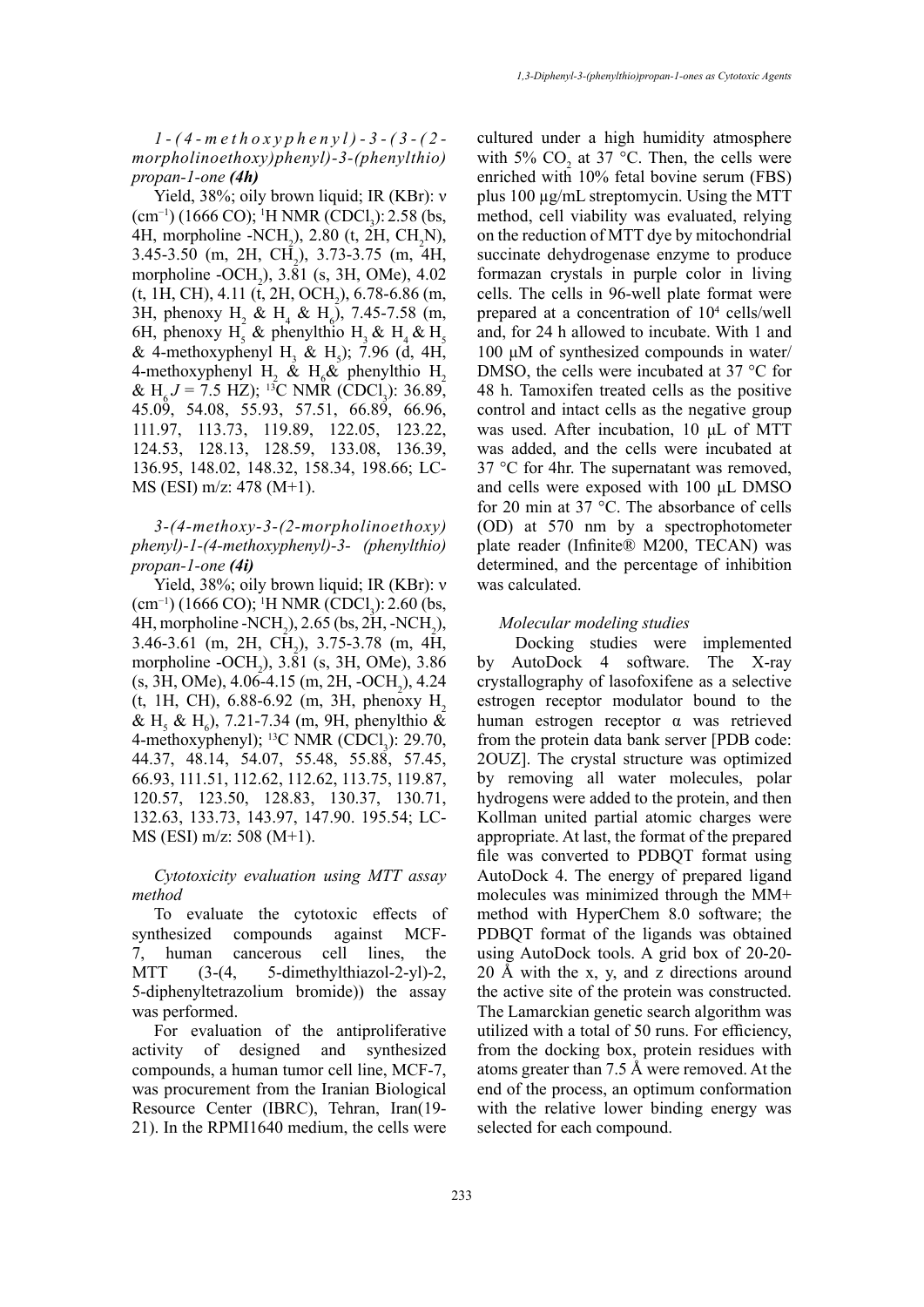*1-(4-methoxyphenyl)-3-(3-(2-morpholinoethoxy)phenyl)-3-(phenylthio)propan-1-one **(4h)***

Yield, 38%; oily brown liquid; IR (KBr): ν ($cm^{-1}$) (1666 CO); $^1$H NMR ($CDCl_3$): 2.58 (bs, 4H, morpholine -$NCH_2$), 2.80 (t, 2H, $CH_2N$), 3.45-3.50 (m, 2H, $CH_2$), 3.73-3.75 (m, 4H, morpholine -$OCH_2$), 3.81 (s, 3H, OMe), 4.02 (t, 1H, CH), 4.11 (t, 2H, $OCH_2$), 6.78-6.86 (m, 3H, phenoxy $H_2$ & $H_4$ & $H_6$), 7.45-7.58 (m, 6H, phenoxy $H_5$ & phenylthio $H_3$ & $H_4$ & $H_5$ & 4-methoxyphenyl $H_3$ & $H_5$); 7.96 (d, 4H, 4-methoxyphenyl $H_2$ & $H_6$& phenylthio $H_2$ & $H_6$ $J$ = 7.5 HZ); $^{13}$C NMR ($CDCl_3$): 36.89, 45.09, 54.08, 55.93, 57.51, 66.89, 66.96, 111.97, 113.73, 119.89, 122.05, 123.22, 124.53, 128.13, 128.59, 133.08, 136.39, 136.95, 148.02, 148.32, 158.34, 198.66; LC-MS (ESI) m/z: 478 (M+1).

*3-(4-methoxy-3-(2-morpholinoethoxy)phenyl)-1-(4-methoxyphenyl)-3- (phenylthio)propan-1-one **(4i)***

Yield, 38%; oily brown liquid; IR (KBr): ν ($cm^{-1}$) (1666 CO); $^1$H NMR ($CDCl_3$): 2.60 (bs, 4H, morpholine -$NCH_2$), 2.65 (bs, 2H, -$NCH_2$), 3.46-3.61 (m, 2H, $CH_2$), 3.75-3.78 (m, 4H, morpholine -$OCH_2$), 3.81 (s, 3H, OMe), 3.86 (s, 3H, OMe), 4.06-4.15 (m, 2H, -$OCH_2$), 4.24 (t, 1H, CH), 6.88-6.92 (m, 3H, phenoxy $H_2$ & $H_5$ & $H_6$), 7.21-7.34 (m, 9H, phenylthio & 4-methoxyphenyl); $^{13}$C NMR ($CDCl_3$): 29.70, 44.37, 48.14, 54.07, 55.48, 55.88, 57.45, 66.93, 111.51, 112.62, 112.62, 113.75, 119.87, 120.57, 123.50, 128.83, 130.37, 130.71, 132.63, 133.73, 143.97, 147.90. 195.54; LC-MS (ESI) m/z: 508 (M+1).

### *Cytotoxicity evaluation using MTT assay method*

To evaluate the cytotoxic effects of synthesized compounds against MCF-7, human cancerous cell lines, the MTT (3-(4, 5-dimethylthiazol-2-yl)-2, 5-diphenyltetrazolium bromide)) the assay was performed.

For evaluation of the antiproliferative activity of designed and synthesized compounds, a human tumor cell line, MCF-7, was procurement from the Iranian Biological Resource Center (IBRC), Tehran, Iran(19-21). In the RPMI1640 medium, the cells were cultured under a high humidity atmosphere with 5% $CO_2$ at 37 °C. Then, the cells were enriched with 10% fetal bovine serum (FBS) plus 100 µg/mL streptomycin. Using the MTT method, cell viability was evaluated, relying on the reduction of MTT dye by mitochondrial succinate dehydrogenase enzyme to produce formazan crystals in purple color in living cells. The cells in 96-well plate format were prepared at a concentration of $10^4$ cells/well and, for 24 h allowed to incubate. With 1 and 100 µM of synthesized compounds in water/DMSO, the cells were incubated at 37 °C for 48 h. Tamoxifen treated cells as the positive control and intact cells as the negative group was used. After incubation, 10 µL of MTT was added, and the cells were incubated at 37 °C for 4hr. The supernatant was removed, and cells were exposed with 100 µL DMSO for 20 min at 37 °C. The absorbance of cells (OD) at 570 nm by a spectrophotometer plate reader (Infinite® M200, TECAN) was determined, and the percentage of inhibition was calculated.

### *Molecular modeling studies*

Docking studies were implemented by AutoDock 4 software. The X-ray crystallography of lasofoxifene as a selective estrogen receptor modulator bound to the human estrogen receptor α was retrieved from the protein data bank server [PDB code: 2OUZ]. The crystal structure was optimized by removing all water molecules, polar hydrogens were added to the protein, and then Kollman united partial atomic charges were appropriate. At last, the format of the prepared file was converted to PDBQT format using AutoDock 4. The energy of prepared ligand molecules was minimized through the MM+ method with HyperChem 8.0 software; the PDBQT format of the ligands was obtained using AutoDock tools. A grid box of 20-20-20 Å with the x, y, and z directions around the active site of the protein was constructed. The Lamarckian genetic search algorithm was utilized with a total of 50 runs. For efficiency, from the docking box, protein residues with atoms greater than 7.5 Å were removed. At the end of the process, an optimum conformation with the relative lower binding energy was selected for each compound.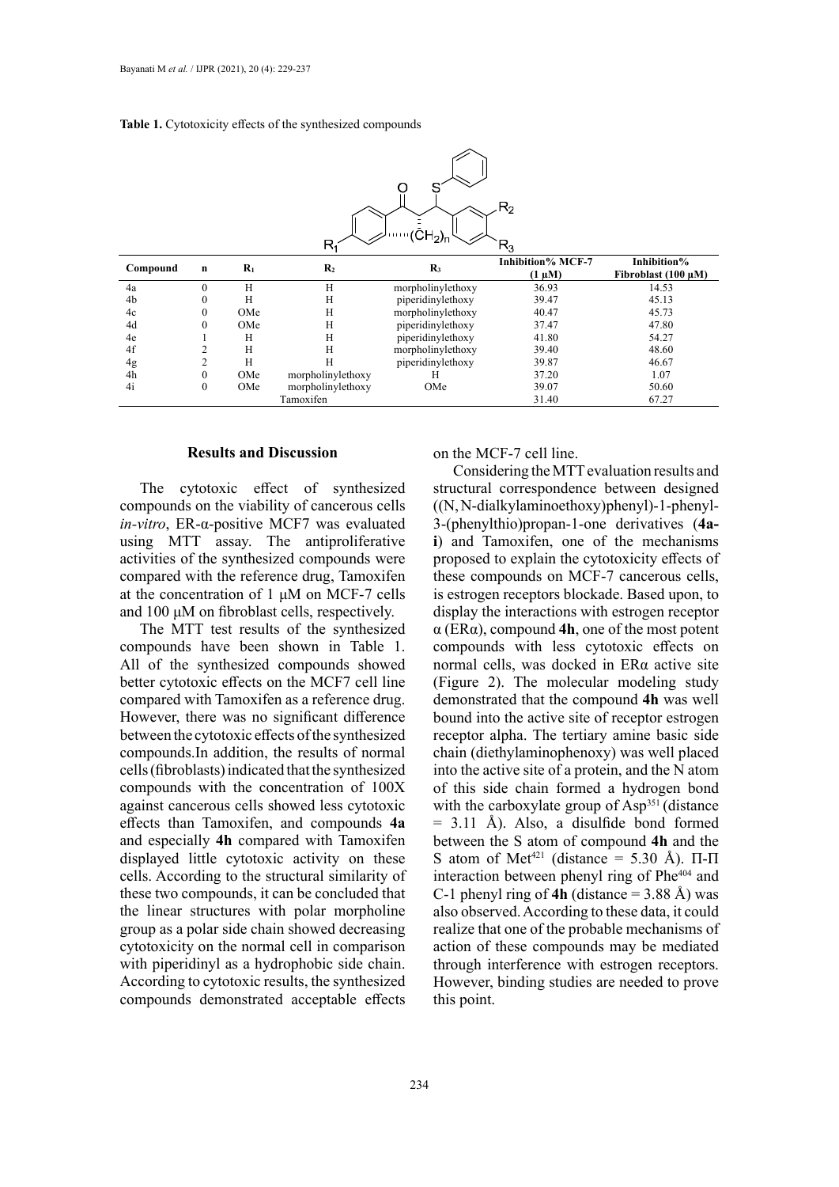**Table 1.** Cytotoxicity effects of the synthesized compounds

| Compound | n | $R_1$ | $R_2$ | $R_3$ | Inhibition% MCF-7 (1 μM) | Inhibition% Fibroblast (100 μM) |
|---|---|---|---|---|---|---|
| 4a | 0 | H | H | morpholinylethoxy | 36.93 | 14.53 |
| 4b | 0 | H | H | piperidinylethoxy | 39.47 | 45.13 |
| 4c | 0 | OMe | H | morpholinylethoxy | 40.47 | 45.73 |
| 4d | 0 | OMe | H | piperidinylethoxy | 37.47 | 47.80 |
| 4e | 1 | H | H | piperidinylethoxy | 41.80 | 54.27 |
| 4f | 2 | H | H | morpholinylethoxy | 39.40 | 48.60 |
| 4g | 2 | H | H | piperidinylethoxy | 39.87 | 46.67 |
| 4h | 0 | OMe | morpholinylethoxy | H | 37.20 | 1.07 |
| 4i | 0 | OMe | morpholinylethoxy | OMe | 39.07 | 50.60 |
| Tamoxifen | | | | | 31.40 | 67.27 |

## Results and Discussion

The cytotoxic effect of synthesized compounds on the viability of cancerous cells *in-vitro*, ER-α-positive MCF7 was evaluated using MTT assay. The antiproliferative activities of the synthesized compounds were compared with the reference drug, Tamoxifen at the concentration of 1 μM on MCF-7 cells and 100 μM on fibroblast cells, respectively.

The MTT test results of the synthesized compounds have been shown in Table 1. All of the synthesized compounds showed better cytotoxic effects on the MCF7 cell line compared with Tamoxifen as a reference drug. However, there was no significant difference between the cytotoxic effects of the synthesized compounds.In addition, the results of normal cells (fibroblasts) indicated that the synthesized compounds with the concentration of 100X against cancerous cells showed less cytotoxic effects than Tamoxifen, and compounds **4a** and especially **4h** compared with Tamoxifen displayed little cytotoxic activity on these cells. According to the structural similarity of these two compounds, it can be concluded that the linear structures with polar morpholine group as a polar side chain showed decreasing cytotoxicity on the normal cell in comparison with piperidinyl as a hydrophobic side chain. According to cytotoxic results, the synthesized compounds demonstrated acceptable effects on the MCF-7 cell line.

Considering the MTT evaluation results and structural correspondence between designed ((N, N-dialkylaminoethoxy)phenyl)-1-phenyl-3-(phenylthio)propan-1-one derivatives (**4a-i**) and Tamoxifen, one of the mechanisms proposed to explain the cytotoxicity effects of these compounds on MCF-7 cancerous cells, is estrogen receptors blockade. Based upon, to display the interactions with estrogen receptor α (ERα), compound **4h**, one of the most potent compounds with less cytotoxic effects on normal cells, was docked in ERα active site (Figure 2). The molecular modeling study demonstrated that the compound **4h** was well bound into the active site of receptor estrogen receptor alpha. The tertiary amine basic side chain (diethylaminophenoxy) was well placed into the active site of a protein, and the N atom of this side chain formed a hydrogen bond with the carboxylate group of Asp[351] (distance = 3.11 Å). Also, a disulfide bond formed between the S atom of compound **4h** and the S atom of Met[421] (distance = 5.30 Å). Π-Π interaction between phenyl ring of Phe[404] and C-1 phenyl ring of **4h** (distance = 3.88 Å) was also observed. According to these data, it could realize that one of the probable mechanisms of action of these compounds may be mediated through interference with estrogen receptors. However, binding studies are needed to prove this point.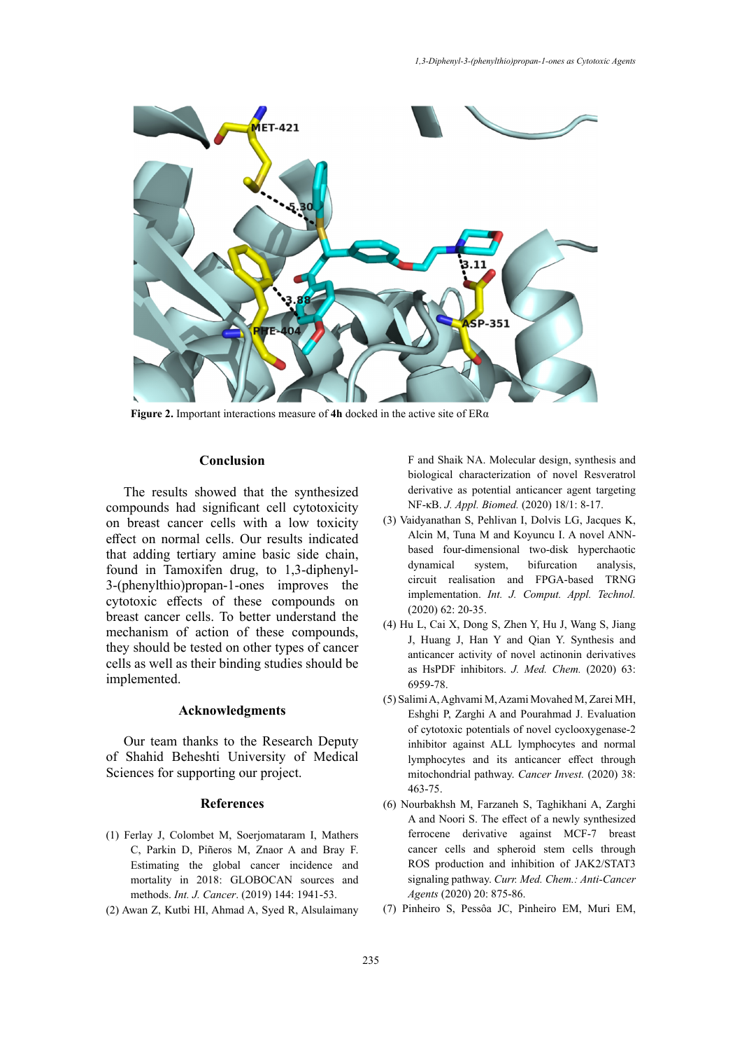**Figure 2.** Important interactions measure of **4h** docked in the active site of ERα

## Conclusion

The results showed that the synthesized compounds had significant cell cytotoxicity on breast cancer cells with a low toxicity effect on normal cells. Our results indicated that adding tertiary amine basic side chain, found in Tamoxifen drug, to 1,3-diphenyl-3-(phenylthio)propan-1-ones improves the cytotoxic effects of these compounds on breast cancer cells. To better understand the mechanism of action of these compounds, they should be tested on other types of cancer cells as well as their binding studies should be implemented.

## Acknowledgments

Our team thanks to the Research Deputy of Shahid Beheshti University of Medical Sciences for supporting our project.

## References

(1) Ferlay J, Colombet M, Soerjomataram I, Mathers C, Parkin D, Piñeros M, Znaor A and Bray F. Estimating the global cancer incidence and mortality in 2018: GLOBOCAN sources and methods. *Int. J. Cancer*. (2019) 144: 1941-53.

(2) Awan Z, Kutbi HI, Ahmad A, Syed R, Alsulaimany F and Shaik NA. Molecular design, synthesis and biological characterization of novel Resveratrol derivative as potential anticancer agent targeting NF-κB. *J. Appl. Biomed.* (2020) 18/1: 8-17.

(3) Vaidyanathan S, Pehlivan I, Dolvis LG, Jacques K, Alcin M, Tuna M and Koyuncu I. A novel ANN-based four-dimensional two-disk hyperchaotic dynamical system, bifurcation analysis, circuit realisation and FPGA-based TRNG implementation. *Int. J. Comput. Appl. Technol.* (2020) 62: 20-35.

(4) Hu L, Cai X, Dong S, Zhen Y, Hu J, Wang S, Jiang J, Huang J, Han Y and Qian Y. Synthesis and anticancer activity of novel actinonin derivatives as HsPDF inhibitors. *J. Med. Chem.* (2020) 63: 6959-78.

(5) Salimi A, Aghvami M, Azami Movahed M, Zarei MH, Eshghi P, Zarghi A and Pourahmad J. Evaluation of cytotoxic potentials of novel cyclooxygenase-2 inhibitor against ALL lymphocytes and normal lymphocytes and its anticancer effect through mitochondrial pathway. *Cancer Invest.* (2020) 38: 463-75.

(6) Nourbakhsh M, Farzaneh S, Taghikhani A, Zarghi A and Noori S. The effect of a newly synthesized ferrocene derivative against MCF-7 breast cancer cells and spheroid stem cells through ROS production and inhibition of JAK2/STAT3 signaling pathway. *Curr. Med. Chem.: Anti-Cancer Agents* (2020) 20: 875-86.

(7) Pinheiro S, Pessôa JC, Pinheiro EM, Muri EM,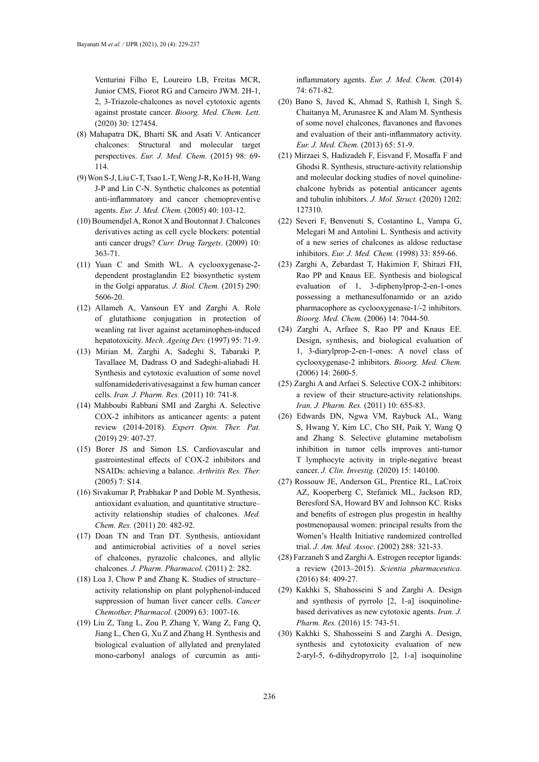Venturini Filho E, Loureiro LB, Freitas MCR, Junior CMS, Fiorot RG and Carneiro JWM. 2H-1, 2, 3-Triazole-chalcones as novel cytotoxic agents against prostate cancer. *Bioorg. Med. Chem. Lett.* (2020) 30: 127454.

(8) Mahapatra DK, Bharti SK and Asati V. Anticancer chalcones: Structural and molecular target perspectives. *Eur. J. Med. Chem.* (2015) 98: 69-114.

(9) Won S-J, Liu C-T, Tsao L-T, Weng J-R, Ko H-H, Wang J-P and Lin C-N. Synthetic chalcones as potential anti-inflammatory and cancer chemopreventive agents. *Eur. J. Med. Chem.* (2005) 40: 103-12.

(10) Boumendjel A, Ronot X and Boutonnat J. Chalcones derivatives acting as cell cycle blockers: potential anti cancer drugs? *Curr. Drug Targets*. (2009) 10: 363-71.

(11) Yuan C and Smith WL. A cyclooxygenase-2-dependent prostaglandin E2 biosynthetic system in the Golgi apparatus. *J. Biol. Chem.* (2015) 290: 5606-20.

(12) Allameh A, Vansoun EY and Zarghi A. Role of glutathione conjugation in protection of weanling rat liver against acetaminophen-induced hepatotoxicity. *Mech. Ageing Dev.* (1997) 95: 71-9.

(13) Mirian M, Zarghi A, Sadeghi S, Tabaraki P, Tavallaee M, Dadrass O and Sadeghi-aliabadi H. Synthesis and cytotoxic evaluation of some novel sulfonamidederivativesagainst a few human cancer cells. *Iran. J. Pharm. Res.* (2011) 10: 741-8.

(14) Mahboubi Rabbani SMI and Zarghi A. Selective COX-2 inhibitors as anticancer agents: a patent review (2014-2018). *Expert Opin. Ther. Pat.* (2019) 29: 407-27.

(15) Borer JS and Simon LS. Cardiovascular and gastrointestinal effects of COX-2 inhibitors and NSAIDs: achieving a balance. *Arthritis Res. Ther.* (2005) 7: S14.

(16) Sivakumar P, Prabhakar P and Doble M. Synthesis, antioxidant evaluation, and quantitative structure–activity relationship studies of chalcones. *Med. Chem. Res.* (2011) 20: 482-92.

(17) Doan TN and Tran DT. Synthesis, antioxidant and antimicrobial activities of a novel series of chalcones, pyrazolic chalcones, and allylic chalcones. *J. Pharm. Pharmacol.* (2011) 2: 282.

(18) Loa J, Chow P and Zhang K. Studies of structure–activity relationship on plant polyphenol-induced suppression of human liver cancer cells. *Cancer Chemother. Pharmacol.* (2009) 63: 1007-16.

(19) Liu Z, Tang L, Zou P, Zhang Y, Wang Z, Fang Q, Jiang L, Chen G, Xu Z and Zhang H. Synthesis and biological evaluation of allylated and prenylated mono-carbonyl analogs of curcumin as anti-inflammatory agents. *Eur. J. Med. Chem.* (2014) 74: 671-82.

(20) Bano S, Javed K, Ahmad S, Rathish I, Singh S, Chaitanya M, Arunasree K and Alam M. Synthesis of some novel chalcones, flavanones and flavones and evaluation of their anti-inflammatory activity. *Eur. J. Med. Chem.* (2013) 65: 51-9.

(21) Mirzaei S, Hadizadeh F, Eisvand F, Mosaffa F and Ghodsi R. Synthesis, structure-activity relationship and molecular docking studies of novel quinoline-chalcone hybrids as potential anticancer agents and tubulin inhibitors. *J. Mol. Struct.* (2020) 1202: 127310.

(22) Severi F, Benvenuti S, Costantino L, Vampa G, Melegari M and Antolini L. Synthesis and activity of a new series of chalcones as aldose reductase inhibitors. *Eur. J. Med. Chem.* (1998) 33: 859-66.

(23) Zarghi A, Zebardast T, Hakimion F, Shirazi FH, Rao PP and Knaus EE. Synthesis and biological evaluation of 1, 3-diphenylprop-2-en-1-ones possessing a methanesulfonamido or an azido pharmacophore as cyclooxygenase-1/-2 inhibitors. *Bioorg. Med. Chem.* (2006) 14: 7044-50.

(24) Zarghi A, Arfaee S, Rao PP and Knaus EE. Design, synthesis, and biological evaluation of 1, 3-diarylprop-2-en-1-ones: A novel class of cyclooxygenase-2 inhibitors. *Bioorg. Med. Chem.* (2006) 14: 2600-5.

(25) Zarghi A and Arfaei S. Selective COX-2 inhibitors: a review of their structure-activity relationships. *Iran. J. Pharm. Res.* (2011) 10: 655-83.

(26) Edwards DN, Ngwa VM, Raybuck AL, Wang S, Hwang Y, Kim LC, Cho SH, Paik Y, Wang Q and Zhang S. Selective glutamine metabolism inhibition in tumor cells improves anti-tumor T lymphocyte activity in triple-negative breast cancer. *J. Clin. Investig.* (2020) 15: 140100.

(27) Rossouw JE, Anderson GL, Prentice RL, LaCroix AZ, Kooperberg C, Stefanick ML, Jackson RD, Beresford SA, Howard BV and Johnson KC. Risks and benefits of estrogen plus progestin in healthy postmenopausal women: principal results from the Women's Health Initiative randomized controlled trial. *J. Am. Med. Assoc*. (2002) 288: 321-33.

(28) Farzaneh S and Zarghi A. Estrogen receptor ligands: a review (2013–2015). *Scientia pharmaceutica*. (2016) 84: 409-27.

(29) Kakhki S, Shahosseini S and Zarghi A. Design and synthesis of pyrrolo [2, 1-a] isoquinoline-based derivatives as new cytotoxic agents. *Iran. J. Pharm. Res.* (2016) 15: 743-51.

(30) Kakhki S, Shahosseini S and Zarghi A. Design, synthesis and cytotoxicity evaluation of new 2-aryl-5, 6-dihydropyrrolo [2, 1-a] isoquinoline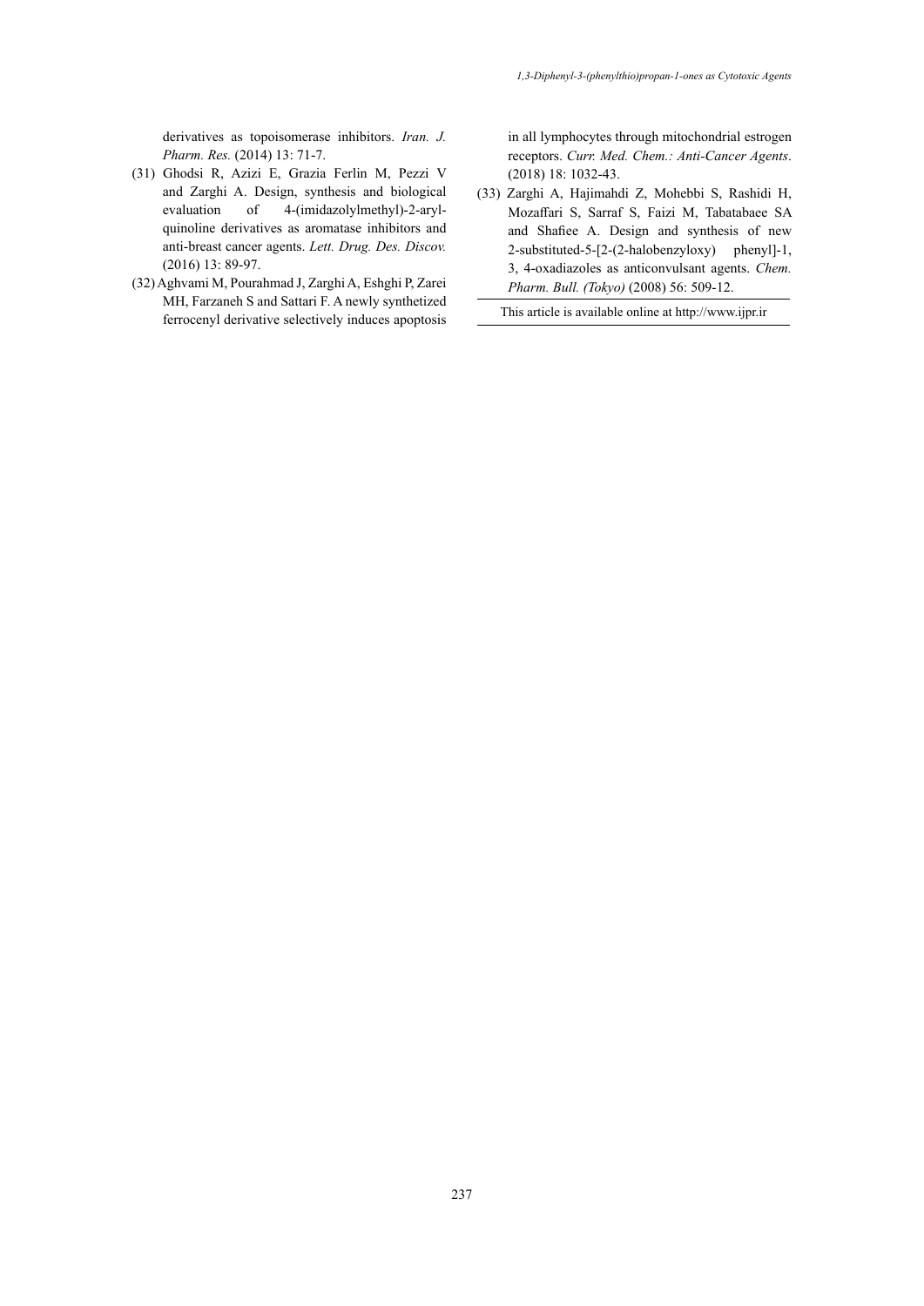derivatives as topoisomerase inhibitors. *Iran. J. Pharm. Res.* (2014) 13: 71-7.

(31) Ghodsi R, Azizi E, Grazia Ferlin M, Pezzi V and Zarghi A. Design, synthesis and biological evaluation of 4-(imidazolylmethyl)-2-aryl-quinoline derivatives as aromatase inhibitors and anti-breast cancer agents. *Lett. Drug. Des. Discov.* (2016) 13: 89-97.

(32) Aghvami M, Pourahmad J, Zarghi A, Eshghi P, Zarei MH, Farzaneh S and Sattari F. A newly synthetized ferrocenyl derivative selectively induces apoptosis in all lymphocytes through mitochondrial estrogen receptors. *Curr. Med. Chem.: Anti-Cancer Agents*. (2018) 18: 1032-43.

(33) Zarghi A, Hajimahdi Z, Mohebbi S, Rashidi H, Mozaffari S, Sarraf S, Faizi M, Tabatabaee SA and Shafiee A. Design and synthesis of new 2-substituted-5-[2-(2-halobenzyloxy) phenyl]-1, 3, 4-oxadiazoles as anticonvulsant agents. *Chem. Pharm. Bull. (Tokyo)* (2008) 56: 509-12.

This article is available online at http://www.ijpr.ir